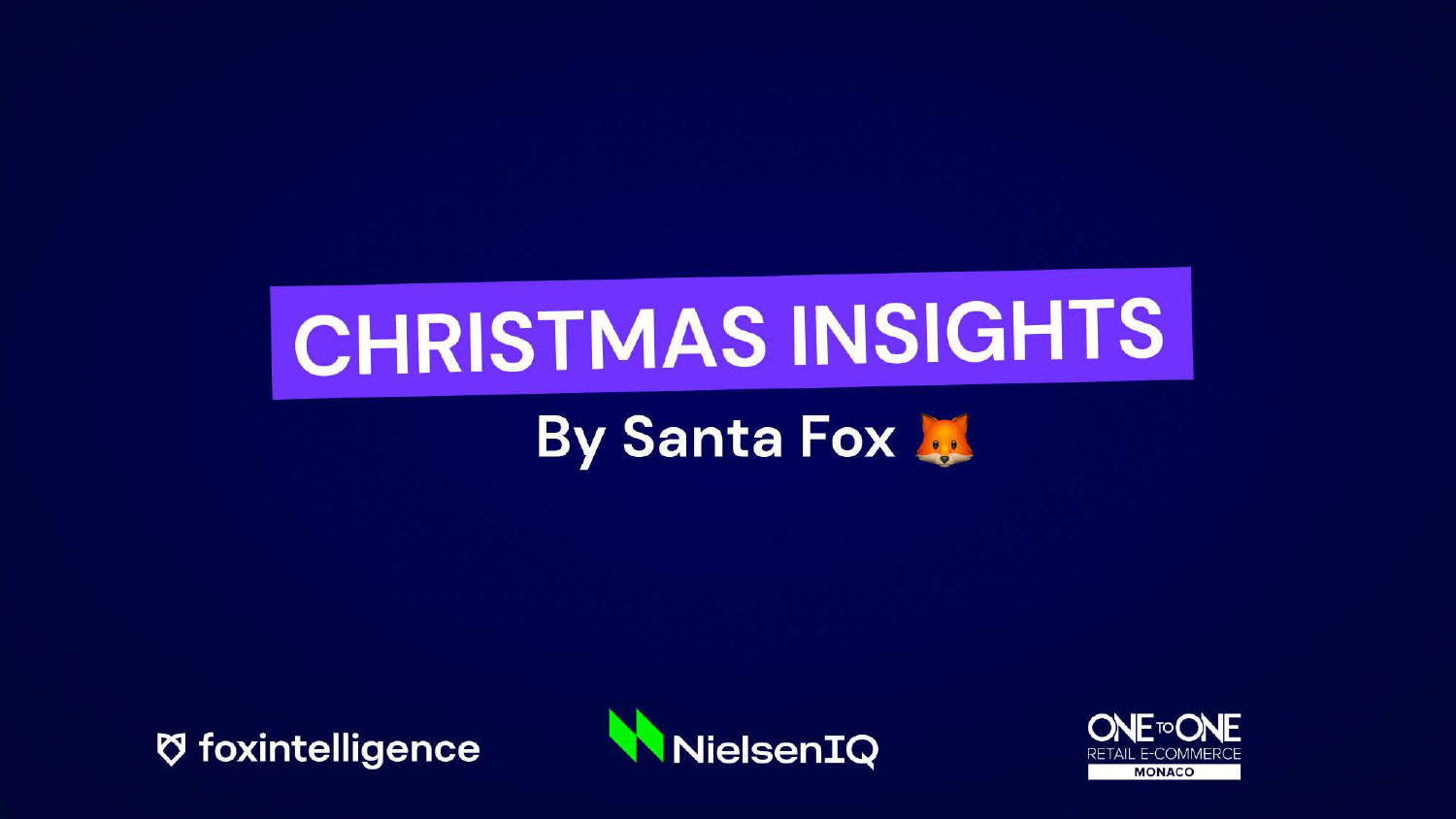# CHRISTMAS INSIGHTS

## By Santa Fox 🦊

foxintelligence

NielsenIQ

ONE TO ONE RETAIL E-COMMERCE MONACO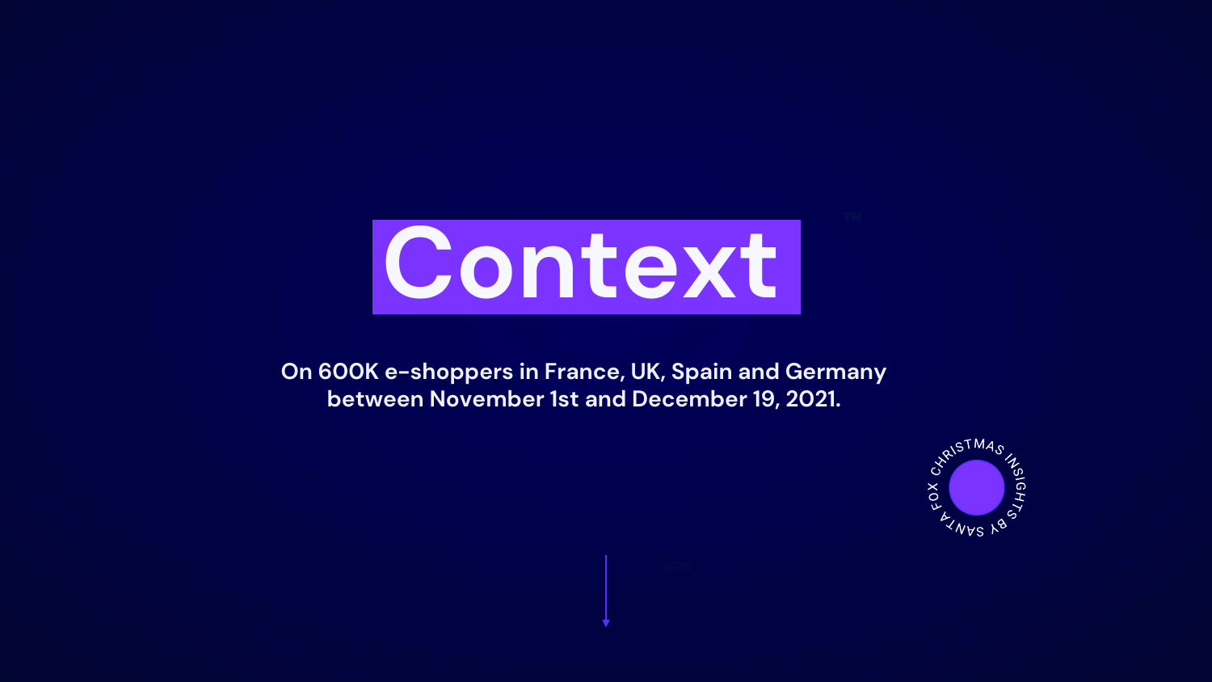# Context

On 600K e-shoppers in France, UK, Spain and Germany between November 1st and December 19, 2021.

CHRISTMAS INSIGHTS BY SANTA FOX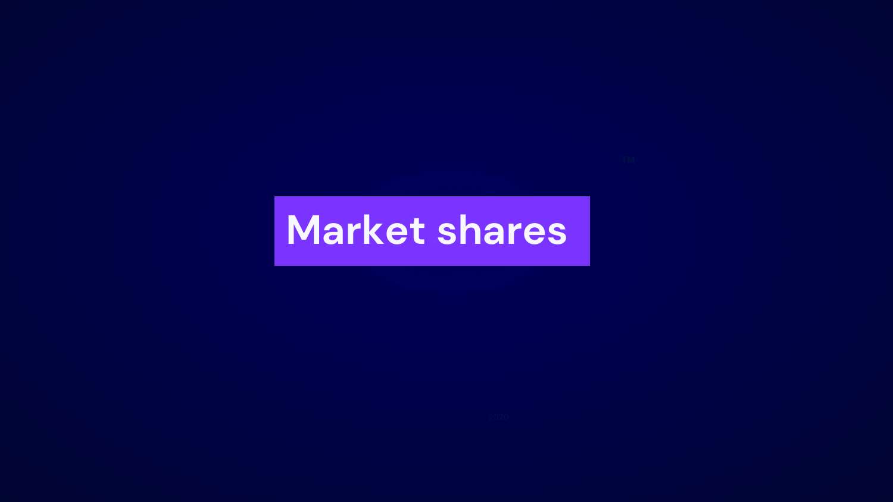# Market shares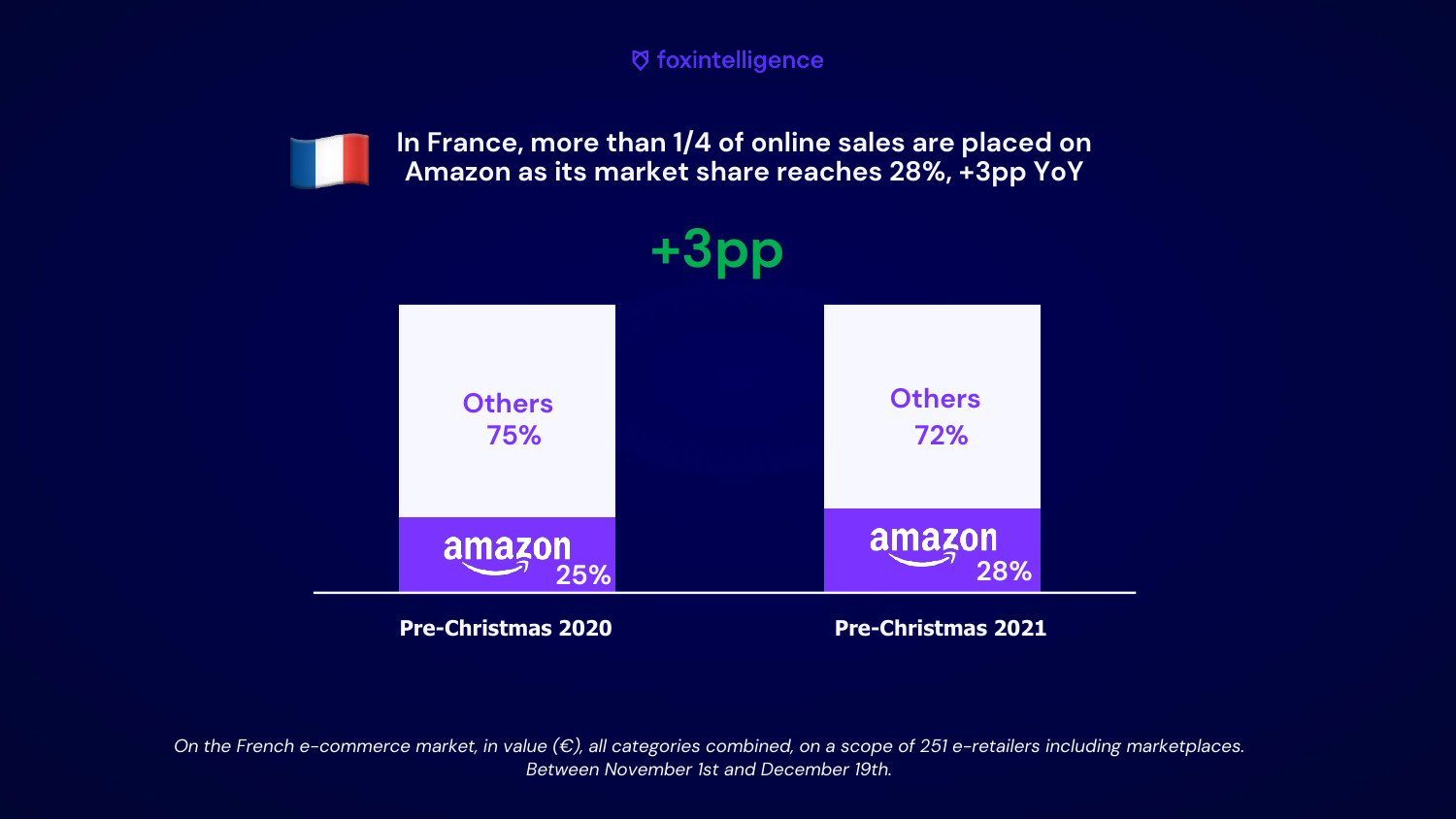foxintelligence

## In France, more than 1/4 of online sales are placed on Amazon as its market share reaches 28%, +3pp YoY

**+3pp**

| | Pre-Christmas 2020 | Pre-Christmas 2021 |
|---|---|---|
| Others | 75% | 72% |
| amazon | 25% | 28% |

*On the French e-commerce market, in value (€), all categories combined, on a scope of 251 e-retailers including marketplaces. Between November 1st and December 19th.*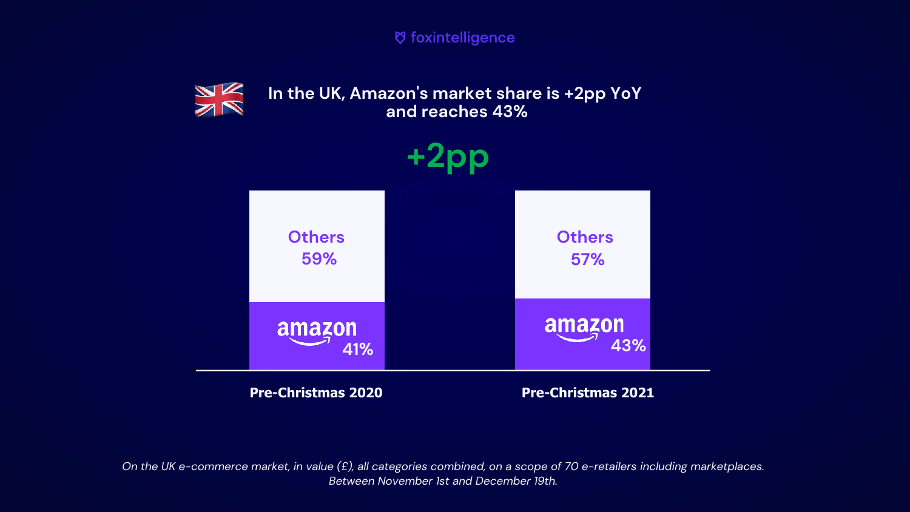foxintelligence

## In the UK, Amazon's market share is +2pp YoY and reaches 43%

**+2pp**

| | Pre-Christmas 2020 | Pre-Christmas 2021 |
|---|---|---|
| Others | 59% | 57% |
| amazon | 41% | 43% |

*On the UK e-commerce market, in value (£), all categories combined, on a scope of 70 e-retailers including marketplaces. Between November 1st and December 19th.*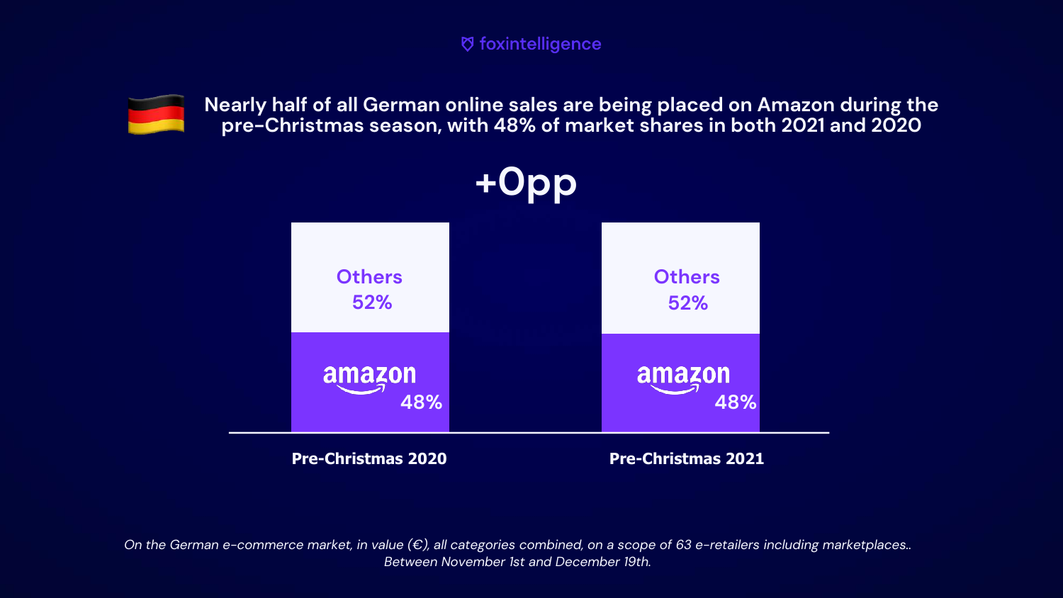foxintelligence

## Nearly half of all German online sales are being placed on Amazon during the pre-Christmas season, with 48% of market shares in both 2021 and 2020

+0pp

| | Pre-Christmas 2020 | Pre-Christmas 2021 |
|---|---|---|
| Others | 52% | 52% |
| amazon | 48% | 48% |

*On the German e-commerce market, in value (€), all categories combined, on a scope of 63 e-retailers including marketplaces.. Between November 1st and December 19th.*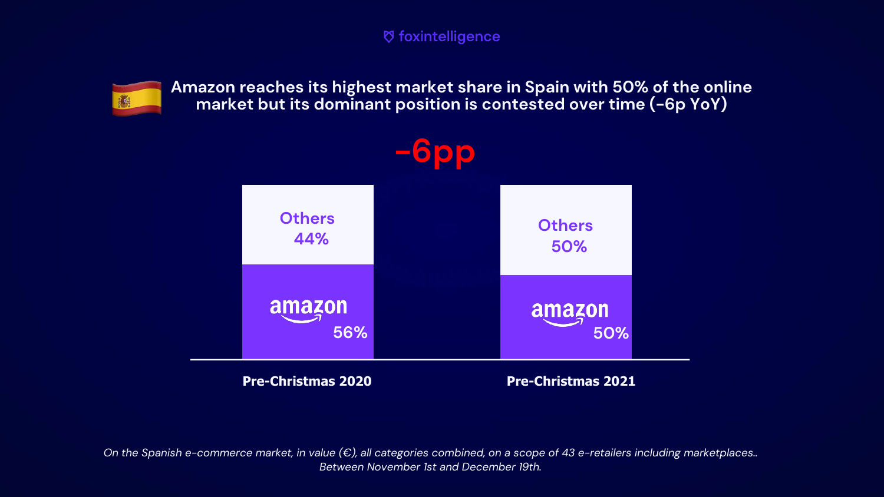# Amazon reaches its highest market share in Spain with 50% of the online market but its dominant position is contested over time (-6p YoY)

**-6pp**

| | Pre-Christmas 2020 | Pre-Christmas 2021 |
|---|---|---|
| Others | 44% | 50% |
| amazon | 56% | 50% |

*On the Spanish e-commerce market, in value (€), all categories combined, on a scope of 43 e-retailers including marketplaces.. Between November 1st and December 19th.*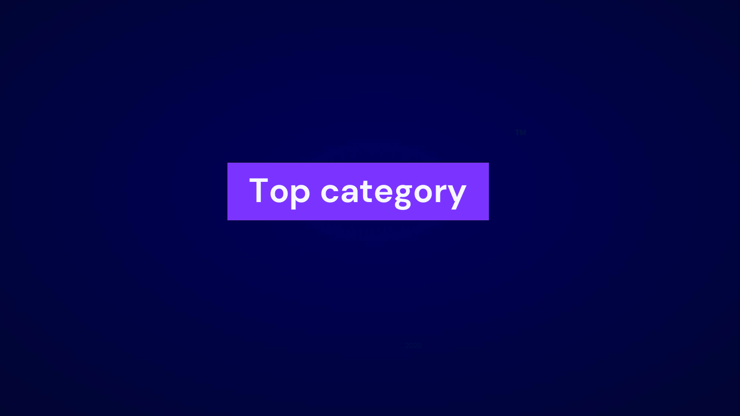# Top category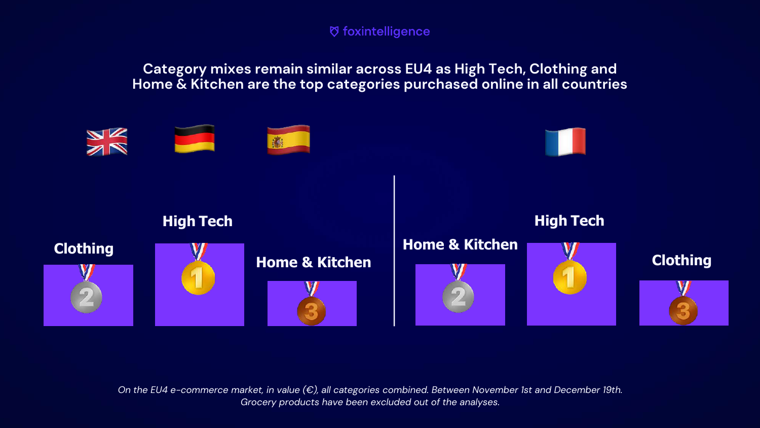## Category mixes remain similar across EU4 as High Tech, Clothing and Home & Kitchen are the top categories purchased online in all countries

**UK, Germany, Spain**

1. **High Tech**
2. **Clothing**
3. **Home & Kitchen**

**France**

1. **High Tech**
2. **Home & Kitchen**
3. **Clothing**

*On the EU4 e-commerce market, in value (€), all categories combined. Between November 1st and December 19th. Grocery products have been excluded out of the analyses.*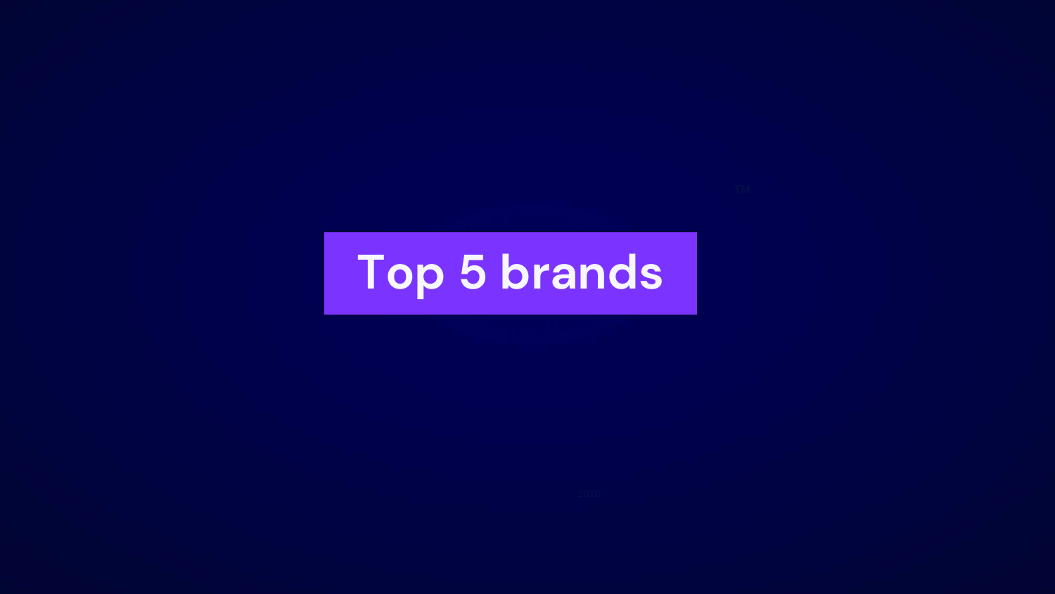# Top 5 brands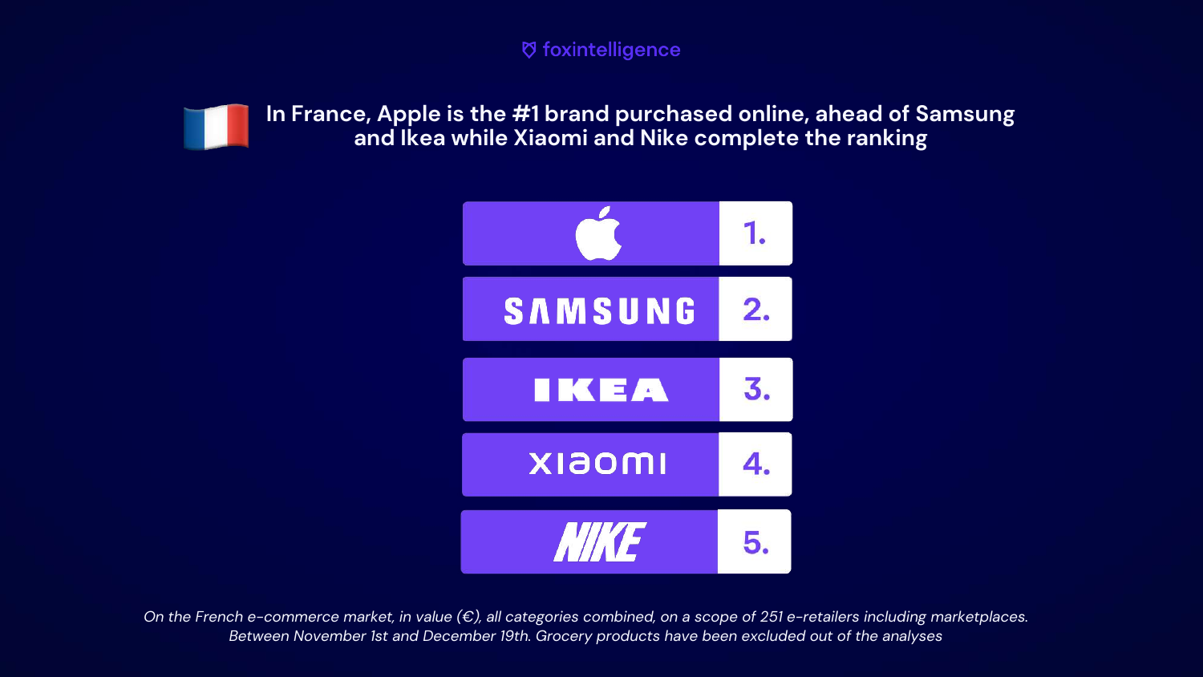foxintelligence

## In France, Apple is the #1 brand purchased online, ahead of Samsung and Ikea while Xiaomi and Nike complete the ranking

| Brand | Rank |
| --- | --- |
| Apple | 1. |
| SAMSUNG | 2. |
| IKEA | 3. |
| xiaomi | 4. |
| NIKE | 5. |

*On the French e-commerce market, in value (€), all categories combined, on a scope of 251 e-retailers including marketplaces. Between November 1st and December 19th. Grocery products have been excluded out of the analyses*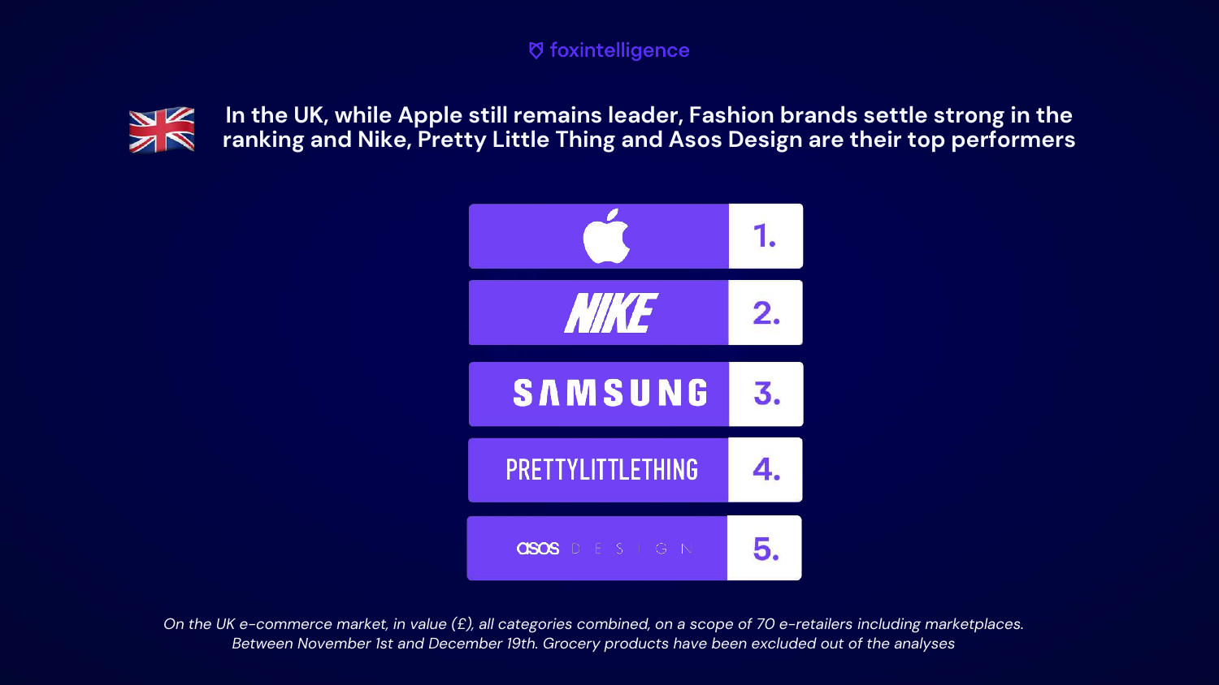foxintelligence

## In the UK, while Apple still remains leader, Fashion brands settle strong in the ranking and Nike, Pretty Little Thing and Asos Design are their top performers

| Brand | Rank |
| --- | --- |
| Apple | 1. |
| NIKE | 2. |
| SAMSUNG | 3. |
| PRETTYLITTLETHING | 4. |
| asos DESIGN | 5. |

*On the UK e-commerce market, in value (£), all categories combined, on a scope of 70 e-retailers including marketplaces. Between November 1st and December 19th. Grocery products have been excluded out of the analyses*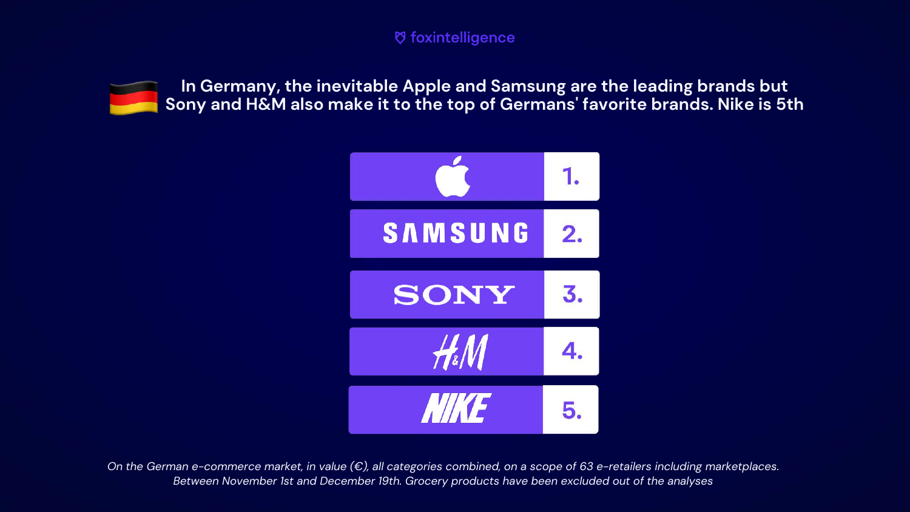foxintelligence

# In Germany, the inevitable Apple and Samsung are the leading brands but Sony and H&M also make it to the top of Germans' favorite brands. Nike is 5th

1. Apple
2. SAMSUNG
3. SONY
4. H&M
5. NIKE

*On the German e-commerce market, in value (€), all categories combined, on a scope of 63 e-retailers including marketplaces. Between November 1st and December 19th. Grocery products have been excluded out of the analyses*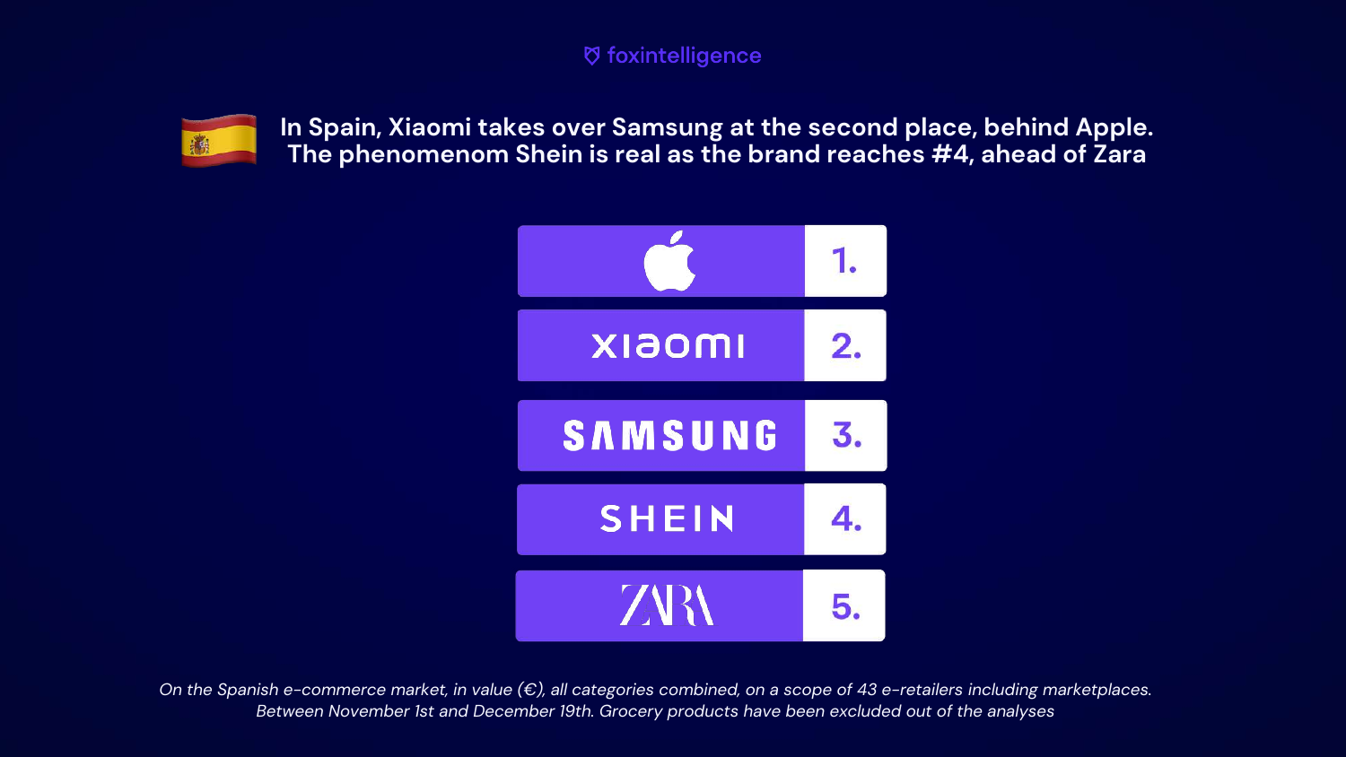foxintelligence

## In Spain, Xiaomi takes over Samsung at the second place, behind Apple. The phenomenom Shein is real as the brand reaches #4, ahead of Zara

1. Apple
2. Xiaomi
3. Samsung
4. Shein
5. Zara

*On the Spanish e-commerce market, in value (€), all categories combined, on a scope of 43 e-retailers including marketplaces. Between November 1st and December 19th. Grocery products have been excluded out of the analyses*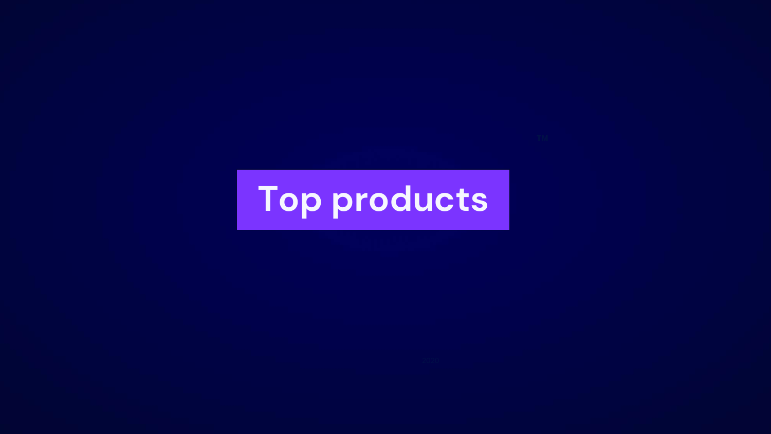# Top products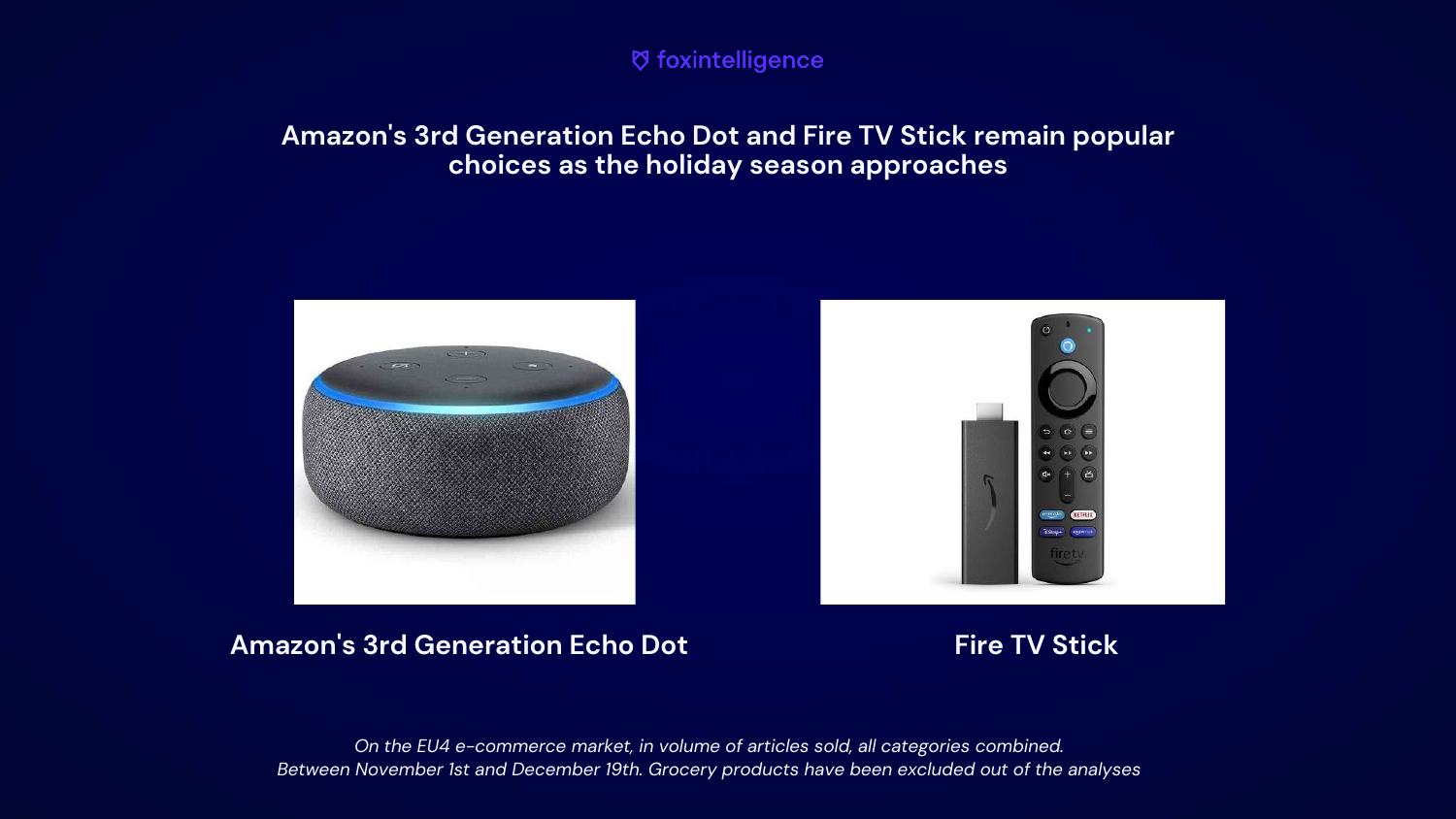foxintelligence

## Amazon's 3rd Generation Echo Dot and Fire TV Stick remain popular choices as the holiday season approaches

**Amazon's 3rd Generation Echo Dot**

**Fire TV Stick**

*On the EU4 e-commerce market, in volume of articles sold, all categories combined.*
*Between November 1st and December 19th. Grocery products have been excluded out of the analyses*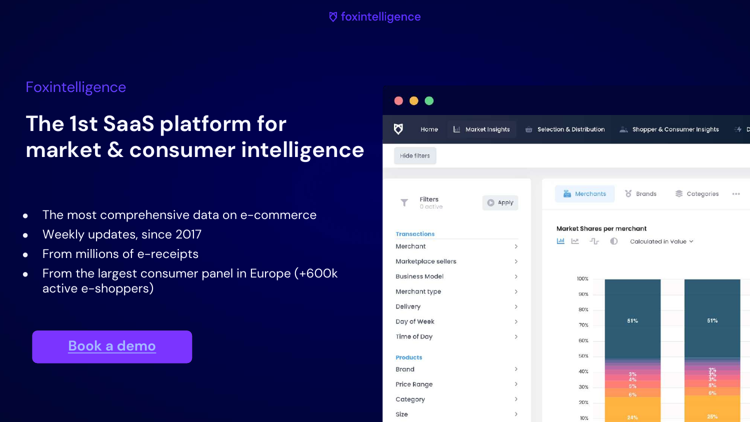Foxintelligence

# The 1st SaaS platform for market & consumer intelligence

- The most comprehensive data on e-commerce
- Weekly updates, since 2017
- From millions of e-receipts
- From the largest consumer panel in Europe (+600k active e-shoppers)

[Book a demo]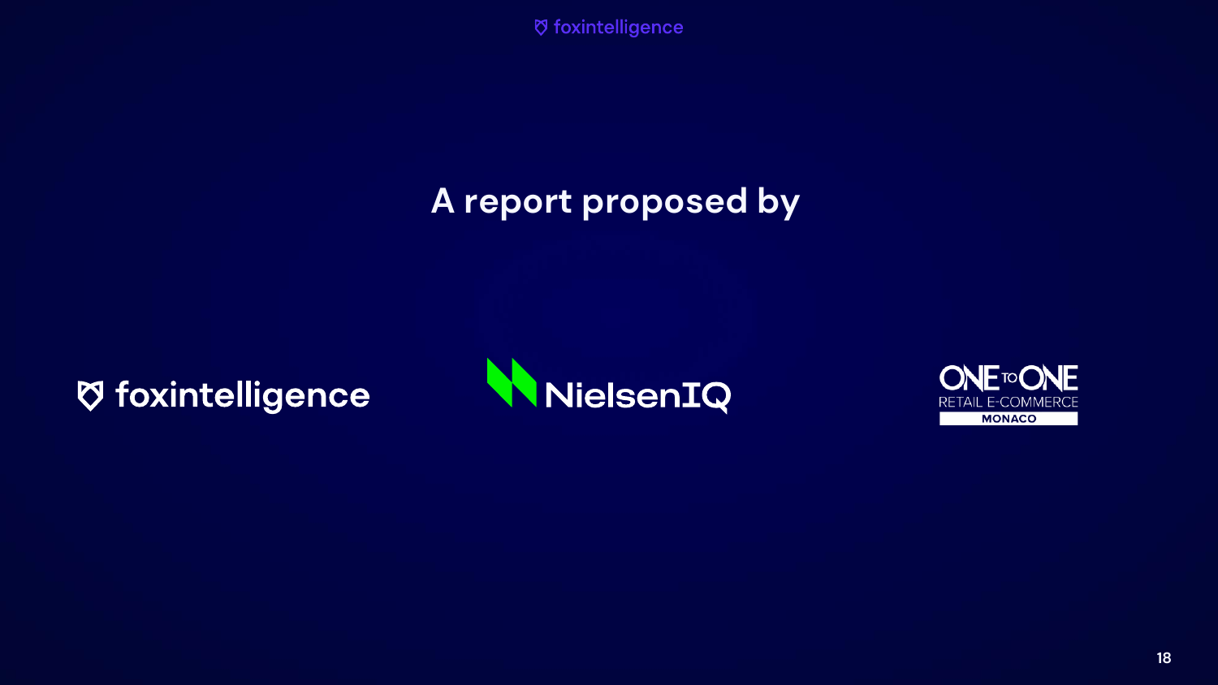# A report proposed by

foxintelligence

NielsenIQ

ONE TO ONE
RETAIL E-COMMERCE
MONACO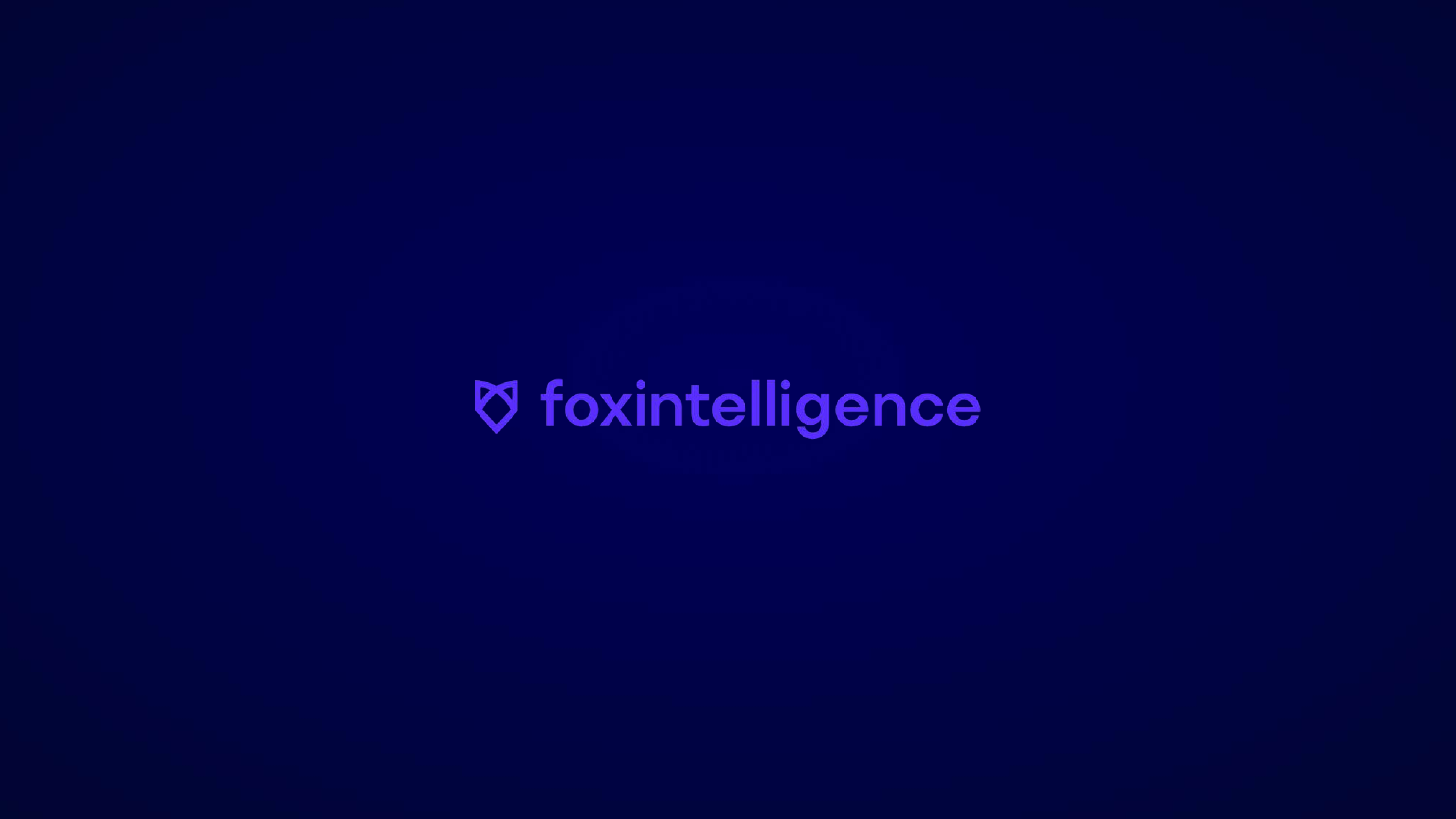foxintelligence